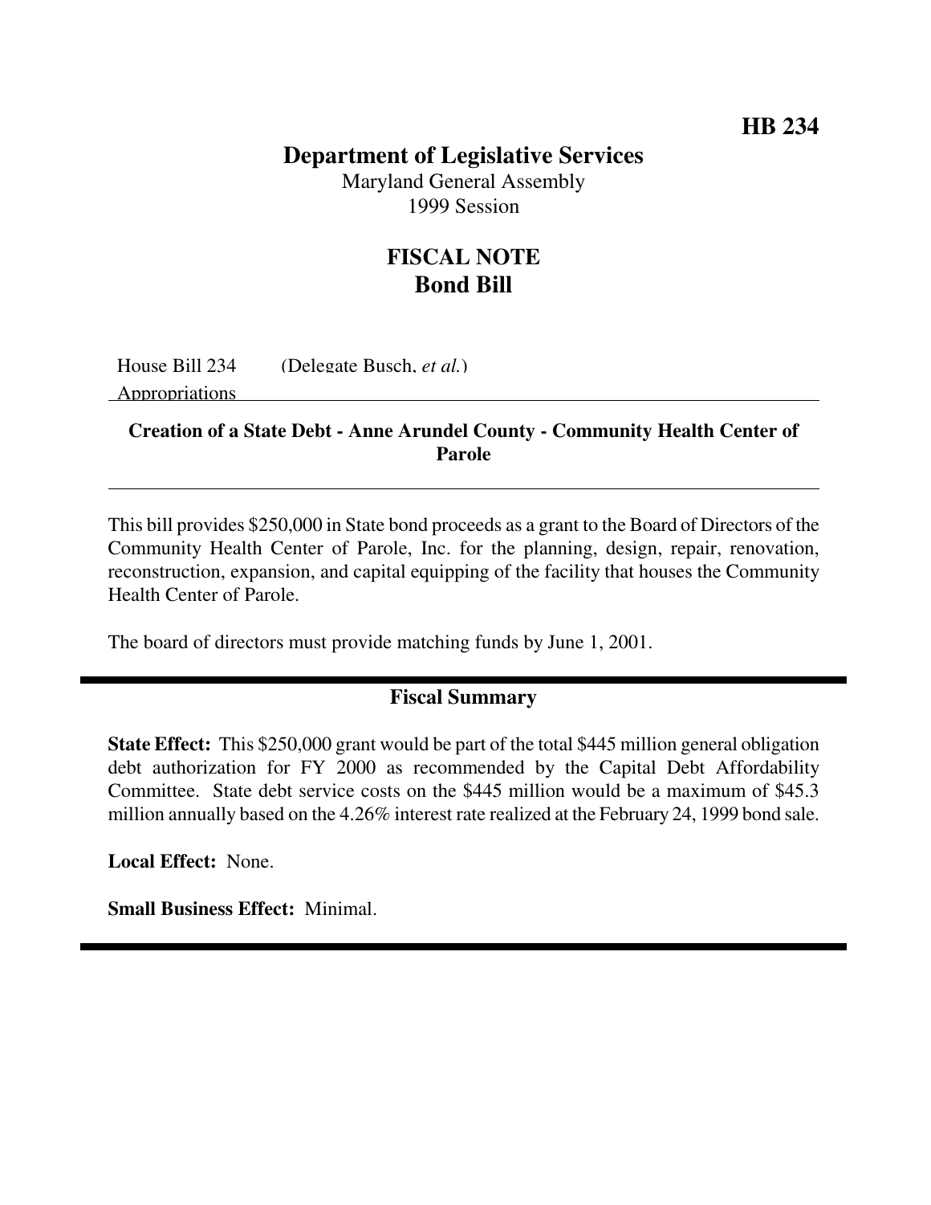HB 234

# Department of Legislative Services

Maryland General Assembly
1999 Session

## FISCAL NOTE
## Bond Bill

House Bill 234 (Delegate Busch, *et al.*)
Appropriations

---

**Creation of a State Debt - Anne Arundel County - Community Health Center of Parole**

---

This bill provides $250,000 in State bond proceeds as a grant to the Board of Directors of the Community Health Center of Parole, Inc. for the planning, design, repair, renovation, reconstruction, expansion, and capital equipping of the facility that houses the Community Health Center of Parole.

The board of directors must provide matching funds by June 1, 2001.

---

### Fiscal Summary

**State Effect:** This $250,000 grant would be part of the total $445 million general obligation debt authorization for FY 2000 as recommended by the Capital Debt Affordability Committee. State debt service costs on the $445 million would be a maximum of $45.3 million annually based on the 4.26% interest rate realized at the February 24, 1999 bond sale.

**Local Effect:** None.

**Small Business Effect:** Minimal.

---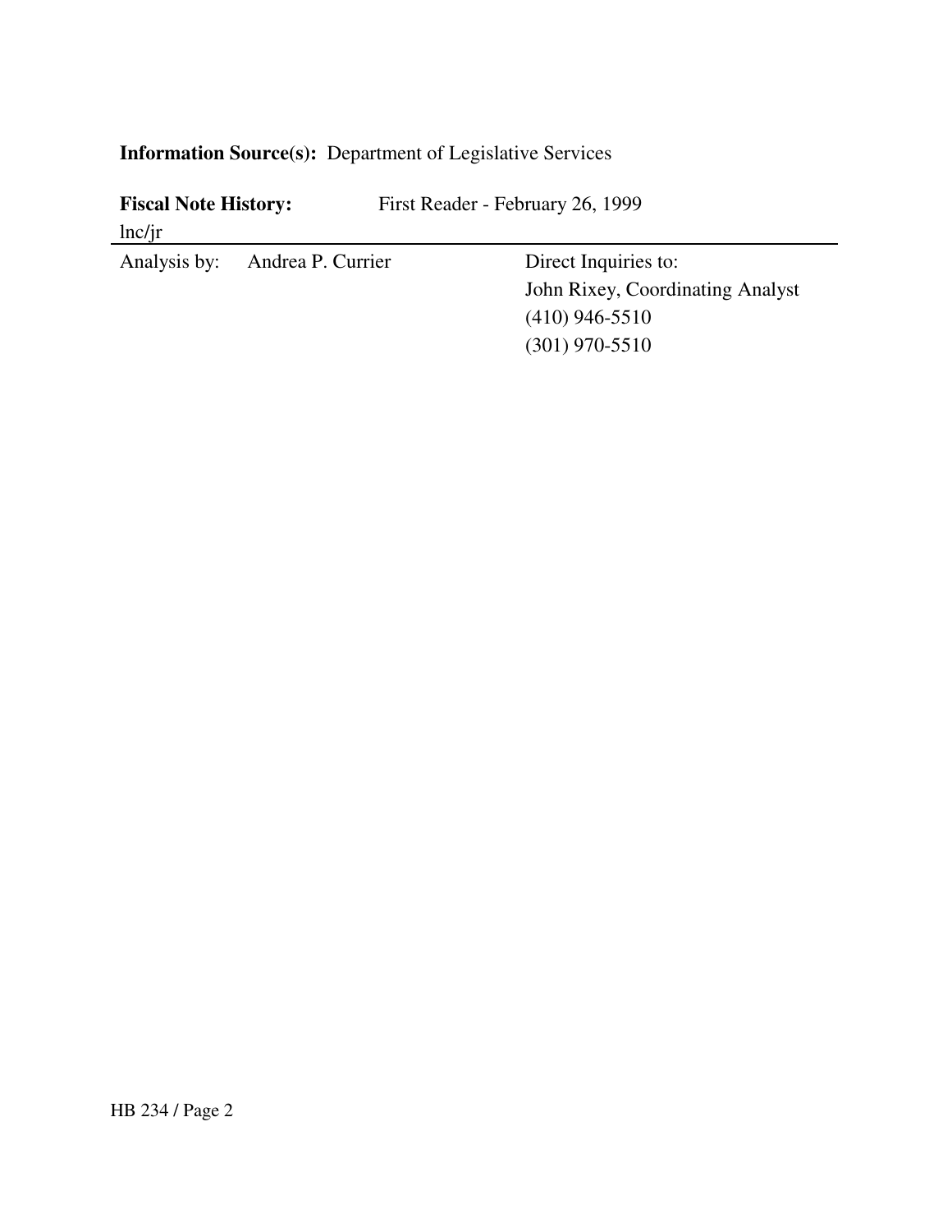**Information Source(s):** Department of Legislative Services

**Fiscal Note History:** First Reader - February 26, 1999

lnc/jr

---

Analysis by: Andrea P. Currier

Direct Inquiries to:
John Rixey, Coordinating Analyst
(410) 946-5510
(301) 970-5510